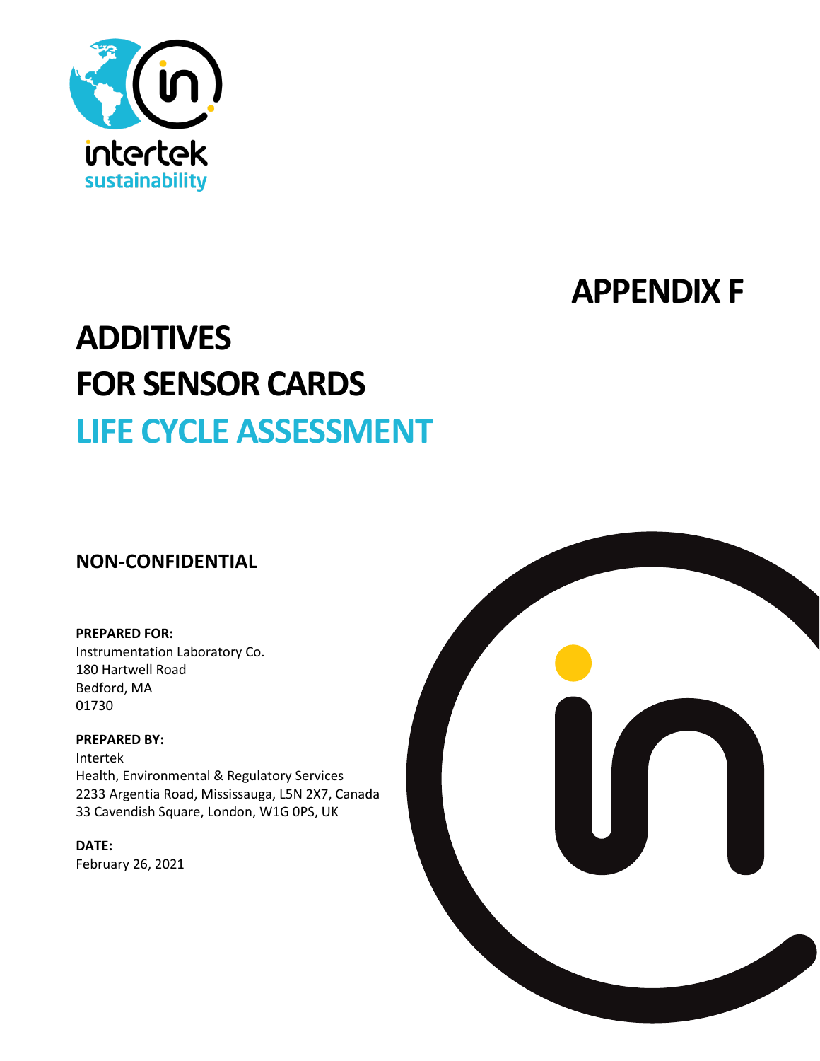# APPENDIX F

# ADDITIVES FOR SENSOR CARDS LIFE CYCLE ASSESSMENT

**NON-CONFIDENTIAL**

**PREPARED FOR:**
Instrumentation Laboratory Co.
180 Hartwell Road
Bedford, MA
01730

**PREPARED BY:**
Intertek
Health, Environmental & Regulatory Services
2233 Argentia Road, Mississauga, L5N 2X7, Canada
33 Cavendish Square, London, W1G 0PS, UK

**DATE:**
February 26, 2021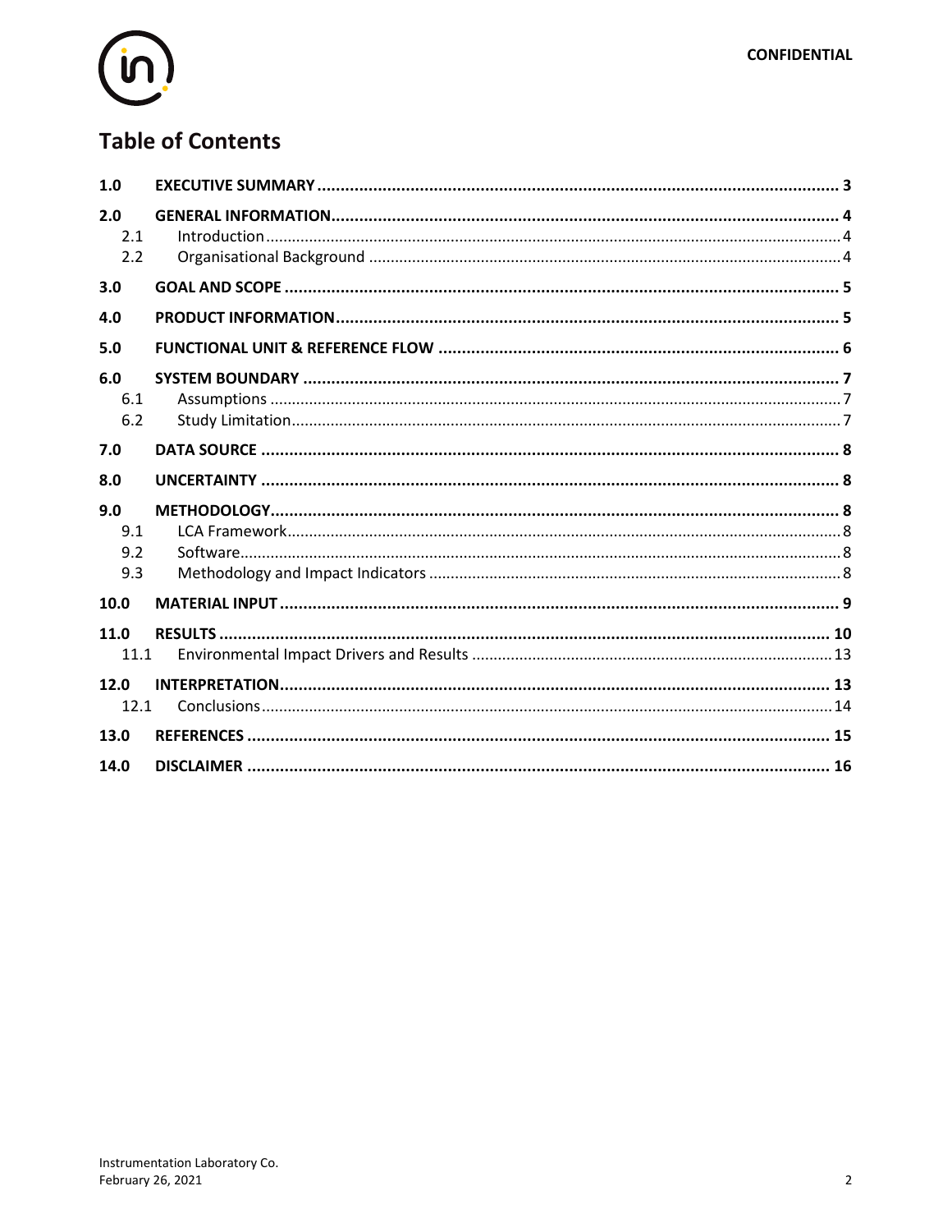# Table of Contents

| | | |
|---|---|---|
| **1.0** | **EXECUTIVE SUMMARY** | **3** |
| **2.0** | **GENERAL INFORMATION** | **4** |
| 2.1 | Introduction | 4 |
| 2.2 | Organisational Background | 4 |
| **3.0** | **GOAL AND SCOPE** | **5** |
| **4.0** | **PRODUCT INFORMATION** | **5** |
| **5.0** | **FUNCTIONAL UNIT & REFERENCE FLOW** | **6** |
| **6.0** | **SYSTEM BOUNDARY** | **7** |
| 6.1 | Assumptions | 7 |
| 6.2 | Study Limitation | 7 |
| **7.0** | **DATA SOURCE** | **8** |
| **8.0** | **UNCERTAINTY** | **8** |
| **9.0** | **METHODOLOGY** | **8** |
| 9.1 | LCA Framework | 8 |
| 9.2 | Software | 8 |
| 9.3 | Methodology and Impact Indicators | 8 |
| **10.0** | **MATERIAL INPUT** | **9** |
| **11.0** | **RESULTS** | **10** |
| 11.1 | Environmental Impact Drivers and Results | 13 |
| **12.0** | **INTERPRETATION** | **13** |
| 12.1 | Conclusions | 14 |
| **13.0** | **REFERENCES** | **15** |
| **14.0** | **DISCLAIMER** | **16** |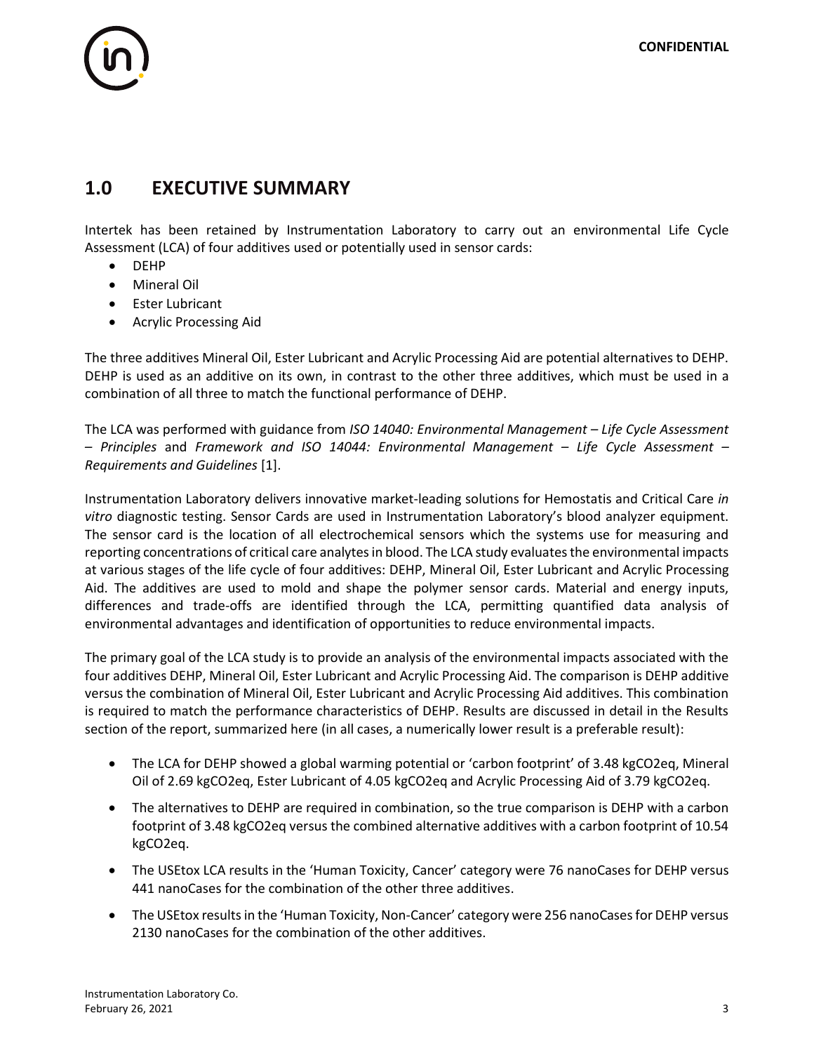## 1.0 EXECUTIVE SUMMARY

Intertek has been retained by Instrumentation Laboratory to carry out an environmental Life Cycle Assessment (LCA) of four additives used or potentially used in sensor cards:

- DEHP
- Mineral Oil
- Ester Lubricant
- Acrylic Processing Aid

The three additives Mineral Oil, Ester Lubricant and Acrylic Processing Aid are potential alternatives to DEHP. DEHP is used as an additive on its own, in contrast to the other three additives, which must be used in a combination of all three to match the functional performance of DEHP.

The LCA was performed with guidance from *ISO 14040: Environmental Management – Life Cycle Assessment – Principles* and *Framework and ISO 14044: Environmental Management – Life Cycle Assessment – Requirements and Guidelines* [1].

Instrumentation Laboratory delivers innovative market-leading solutions for Hemostatis and Critical Care *in vitro* diagnostic testing. Sensor Cards are used in Instrumentation Laboratory's blood analyzer equipment. The sensor card is the location of all electrochemical sensors which the systems use for measuring and reporting concentrations of critical care analytes in blood. The LCA study evaluates the environmental impacts at various stages of the life cycle of four additives: DEHP, Mineral Oil, Ester Lubricant and Acrylic Processing Aid. The additives are used to mold and shape the polymer sensor cards. Material and energy inputs, differences and trade-offs are identified through the LCA, permitting quantified data analysis of environmental advantages and identification of opportunities to reduce environmental impacts.

The primary goal of the LCA study is to provide an analysis of the environmental impacts associated with the four additives DEHP, Mineral Oil, Ester Lubricant and Acrylic Processing Aid. The comparison is DEHP additive versus the combination of Mineral Oil, Ester Lubricant and Acrylic Processing Aid additives. This combination is required to match the performance characteristics of DEHP. Results are discussed in detail in the Results section of the report, summarized here (in all cases, a numerically lower result is a preferable result):

- The LCA for DEHP showed a global warming potential or 'carbon footprint' of 3.48 kgCO2eq, Mineral Oil of 2.69 kgCO2eq, Ester Lubricant of 4.05 kgCO2eq and Acrylic Processing Aid of 3.79 kgCO2eq.
- The alternatives to DEHP are required in combination, so the true comparison is DEHP with a carbon footprint of 3.48 kgCO2eq versus the combined alternative additives with a carbon footprint of 10.54 kgCO2eq.
- The USEtox LCA results in the 'Human Toxicity, Cancer' category were 76 nanoCases for DEHP versus 441 nanoCases for the combination of the other three additives.
- The USEtox results in the 'Human Toxicity, Non-Cancer' category were 256 nanoCases for DEHP versus 2130 nanoCases for the combination of the other additives.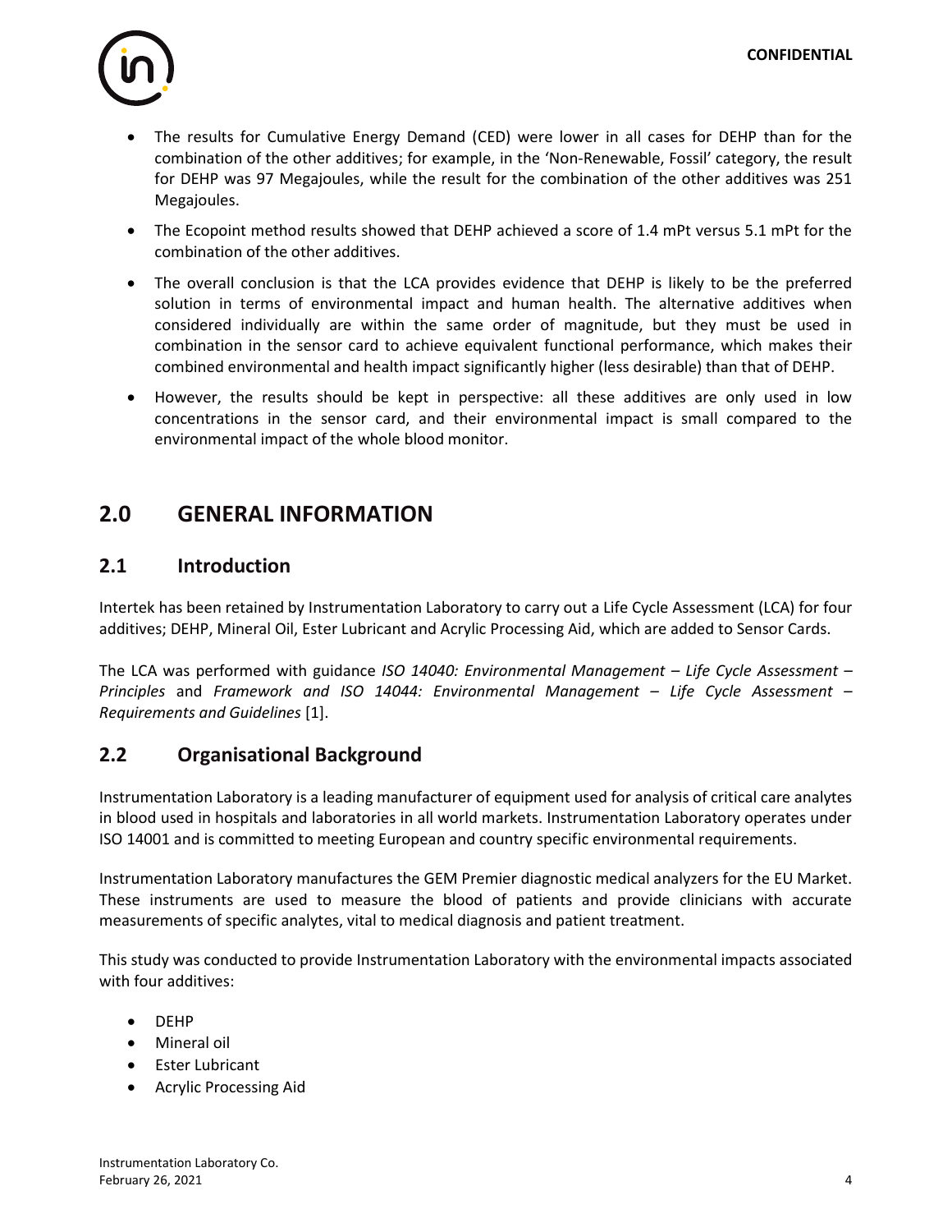- The results for Cumulative Energy Demand (CED) were lower in all cases for DEHP than for the combination of the other additives; for example, in the 'Non-Renewable, Fossil' category, the result for DEHP was 97 Megajoules, while the result for the combination of the other additives was 251 Megajoules.
- The Ecopoint method results showed that DEHP achieved a score of 1.4 mPt versus 5.1 mPt for the combination of the other additives.
- The overall conclusion is that the LCA provides evidence that DEHP is likely to be the preferred solution in terms of environmental impact and human health. The alternative additives when considered individually are within the same order of magnitude, but they must be used in combination in the sensor card to achieve equivalent functional performance, which makes their combined environmental and health impact significantly higher (less desirable) than that of DEHP.
- However, the results should be kept in perspective: all these additives are only used in low concentrations in the sensor card, and their environmental impact is small compared to the environmental impact of the whole blood monitor.

# 2.0 GENERAL INFORMATION

## 2.1 Introduction

Intertek has been retained by Instrumentation Laboratory to carry out a Life Cycle Assessment (LCA) for four additives; DEHP, Mineral Oil, Ester Lubricant and Acrylic Processing Aid, which are added to Sensor Cards.

The LCA was performed with guidance *ISO 14040: Environmental Management – Life Cycle Assessment – Principles* and *Framework and ISO 14044: Environmental Management – Life Cycle Assessment – Requirements and Guidelines* [1].

## 2.2 Organisational Background

Instrumentation Laboratory is a leading manufacturer of equipment used for analysis of critical care analytes in blood used in hospitals and laboratories in all world markets. Instrumentation Laboratory operates under ISO 14001 and is committed to meeting European and country specific environmental requirements.

Instrumentation Laboratory manufactures the GEM Premier diagnostic medical analyzers for the EU Market. These instruments are used to measure the blood of patients and provide clinicians with accurate measurements of specific analytes, vital to medical diagnosis and patient treatment.

This study was conducted to provide Instrumentation Laboratory with the environmental impacts associated with four additives:

- DEHP
- Mineral oil
- Ester Lubricant
- Acrylic Processing Aid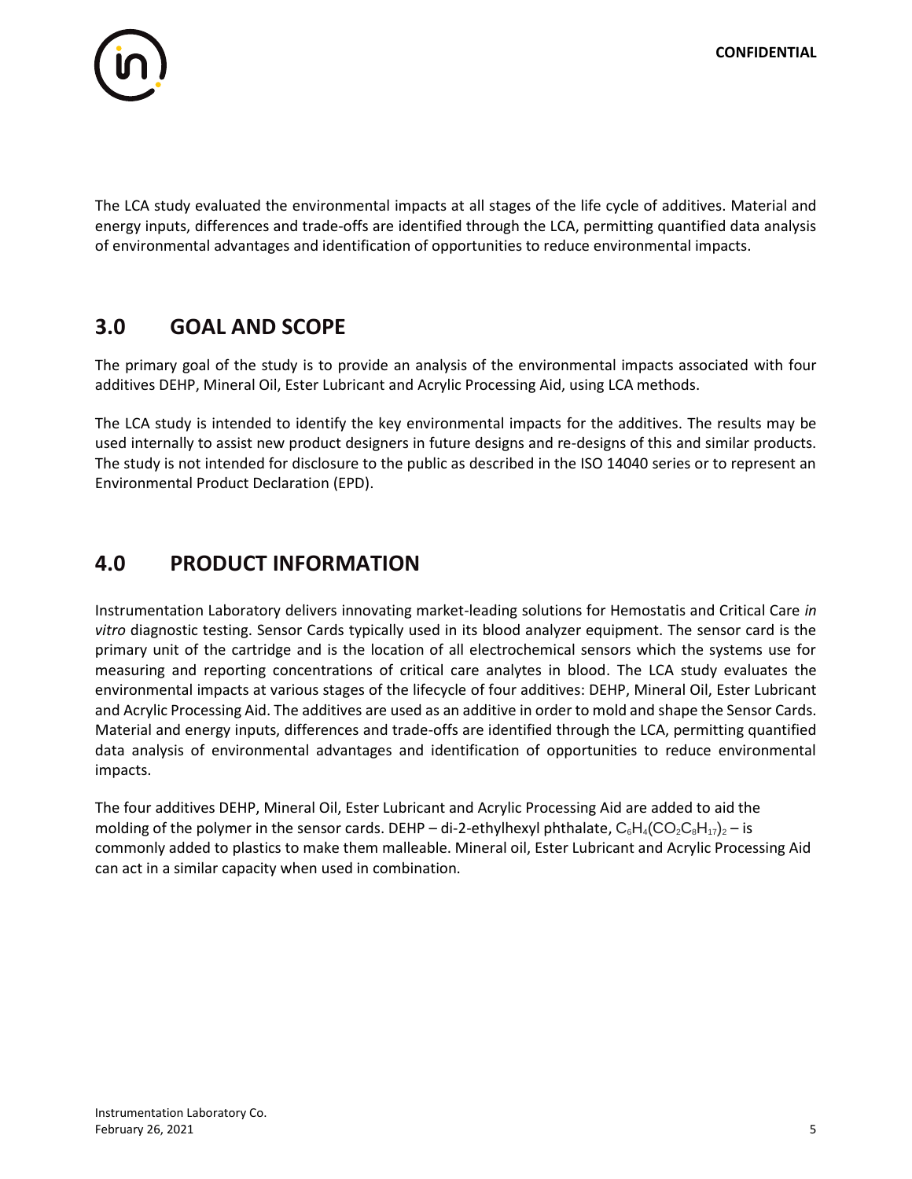The LCA study evaluated the environmental impacts at all stages of the life cycle of additives. Material and energy inputs, differences and trade-offs are identified through the LCA, permitting quantified data analysis of environmental advantages and identification of opportunities to reduce environmental impacts.

## 3.0 GOAL AND SCOPE

The primary goal of the study is to provide an analysis of the environmental impacts associated with four additives DEHP, Mineral Oil, Ester Lubricant and Acrylic Processing Aid, using LCA methods.

The LCA study is intended to identify the key environmental impacts for the additives. The results may be used internally to assist new product designers in future designs and re-designs of this and similar products. The study is not intended for disclosure to the public as described in the ISO 14040 series or to represent an Environmental Product Declaration (EPD).

## 4.0 PRODUCT INFORMATION

Instrumentation Laboratory delivers innovating market-leading solutions for Hemostatis and Critical Care *in vitro* diagnostic testing. Sensor Cards typically used in its blood analyzer equipment. The sensor card is the primary unit of the cartridge and is the location of all electrochemical sensors which the systems use for measuring and reporting concentrations of critical care analytes in blood. The LCA study evaluates the environmental impacts at various stages of the lifecycle of four additives: DEHP, Mineral Oil, Ester Lubricant and Acrylic Processing Aid. The additives are used as an additive in order to mold and shape the Sensor Cards. Material and energy inputs, differences and trade-offs are identified through the LCA, permitting quantified data analysis of environmental advantages and identification of opportunities to reduce environmental impacts.

The four additives DEHP, Mineral Oil, Ester Lubricant and Acrylic Processing Aid are added to aid the molding of the polymer in the sensor cards. DEHP – di-2-ethylhexyl phthalate, $C_6H_4(CO_2C_8H_{17})_2$ – is commonly added to plastics to make them malleable. Mineral oil, Ester Lubricant and Acrylic Processing Aid can act in a similar capacity when used in combination.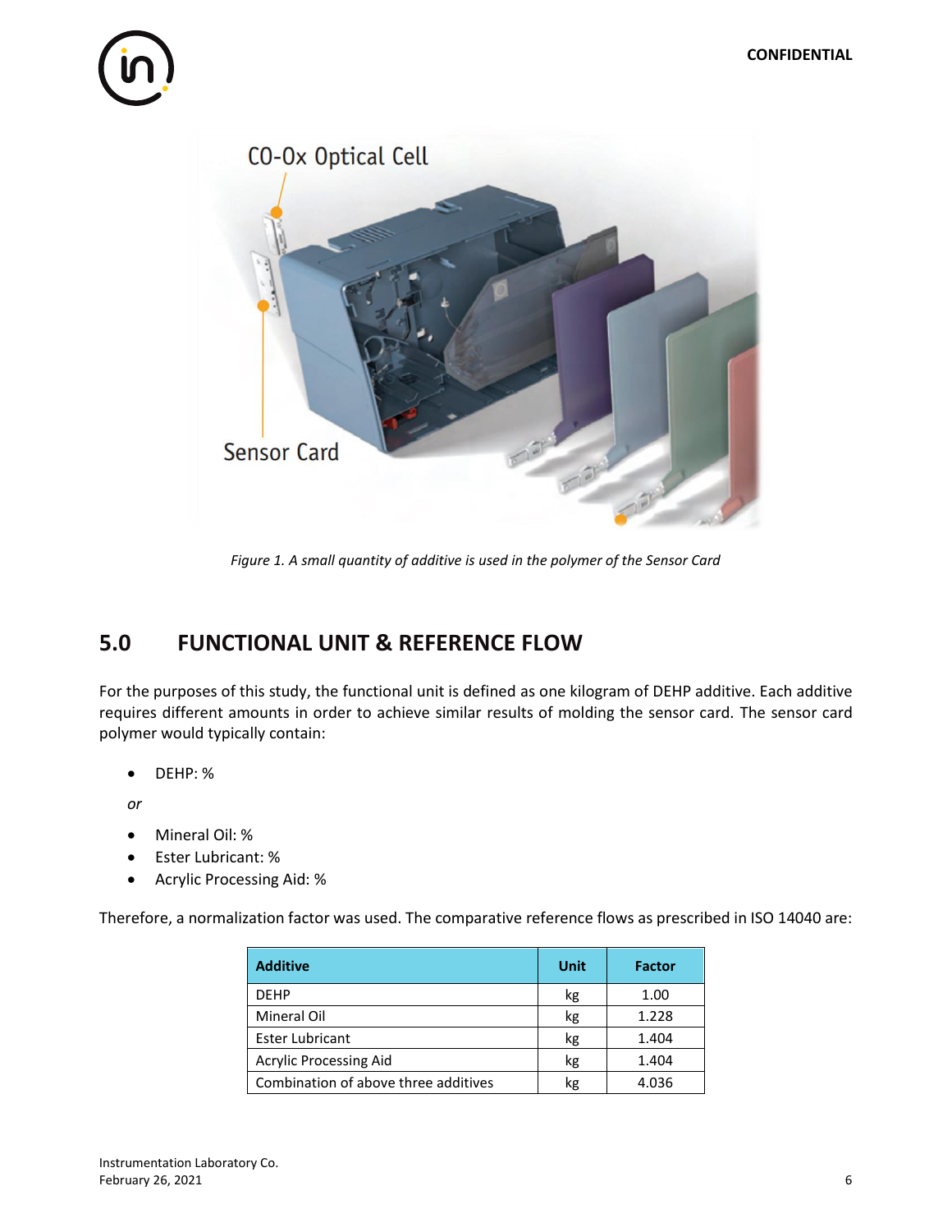Figure 1. *A small quantity of additive is used in the polymer of the Sensor Card*

## 5.0 FUNCTIONAL UNIT & REFERENCE FLOW

For the purposes of this study, the functional unit is defined as one kilogram of DEHP additive. Each additive requires different amounts in order to achieve similar results of molding the sensor card. The sensor card polymer would typically contain:

- DEHP: %

*or*

- Mineral Oil: %
- Ester Lubricant: %
- Acrylic Processing Aid: %

Therefore, a normalization factor was used. The comparative reference flows as prescribed in ISO 14040 are:

| Additive | Unit | Factor |
|---|---|---|
| DEHP | kg | 1.00 |
| Mineral Oil | kg | 1.228 |
| Ester Lubricant | kg | 1.404 |
| Acrylic Processing Aid | kg | 1.404 |
| Combination of above three additives | kg | 4.036 |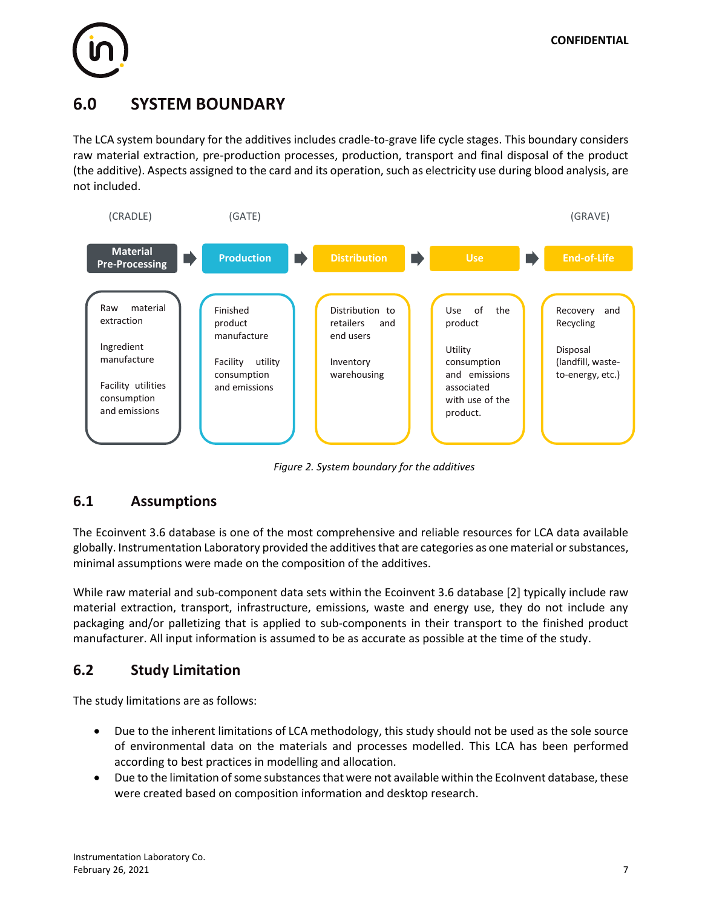## 6.0 SYSTEM BOUNDARY

The LCA system boundary for the additives includes cradle-to-grave life cycle stages. This boundary considers raw material extraction, pre-production processes, production, transport and final disposal of the product (the additive). Aspects assigned to the card and its operation, such as electricity use during blood analysis, are not included.

| (CRADLE) | (GATE) | | | (GRAVE) |
|---|---|---|---|---|
| **Material Pre-Processing** | **Production** | **Distribution** | **Use** | **End-of-Life** |
| Raw material extraction<br><br>Ingredient manufacture<br><br>Facility utilities consumption and emissions | Finished product manufacture<br><br>Facility utility consumption and emissions | Distribution to retailers and end users<br><br>Inventory warehousing | Use of the product<br><br>Utility consumption and emissions associated with use of the product. | Recovery and Recycling<br><br>Disposal (landfill, waste-to-energy, etc.) |

*Figure 2. System boundary for the additives*

### 6.1 Assumptions

The Ecoinvent 3.6 database is one of the most comprehensive and reliable resources for LCA data available globally. Instrumentation Laboratory provided the additives that are categories as one material or substances, minimal assumptions were made on the composition of the additives.

While raw material and sub-component data sets within the Ecoinvent 3.6 database [2] typically include raw material extraction, transport, infrastructure, emissions, waste and energy use, they do not include any packaging and/or palletizing that is applied to sub-components in their transport to the finished product manufacturer. All input information is assumed to be as accurate as possible at the time of the study.

### 6.2 Study Limitation

The study limitations are as follows:

- Due to the inherent limitations of LCA methodology, this study should not be used as the sole source of environmental data on the materials and processes modelled. This LCA has been performed according to best practices in modelling and allocation.
- Due to the limitation of some substances that were not available within the EcoInvent database, these were created based on composition information and desktop research.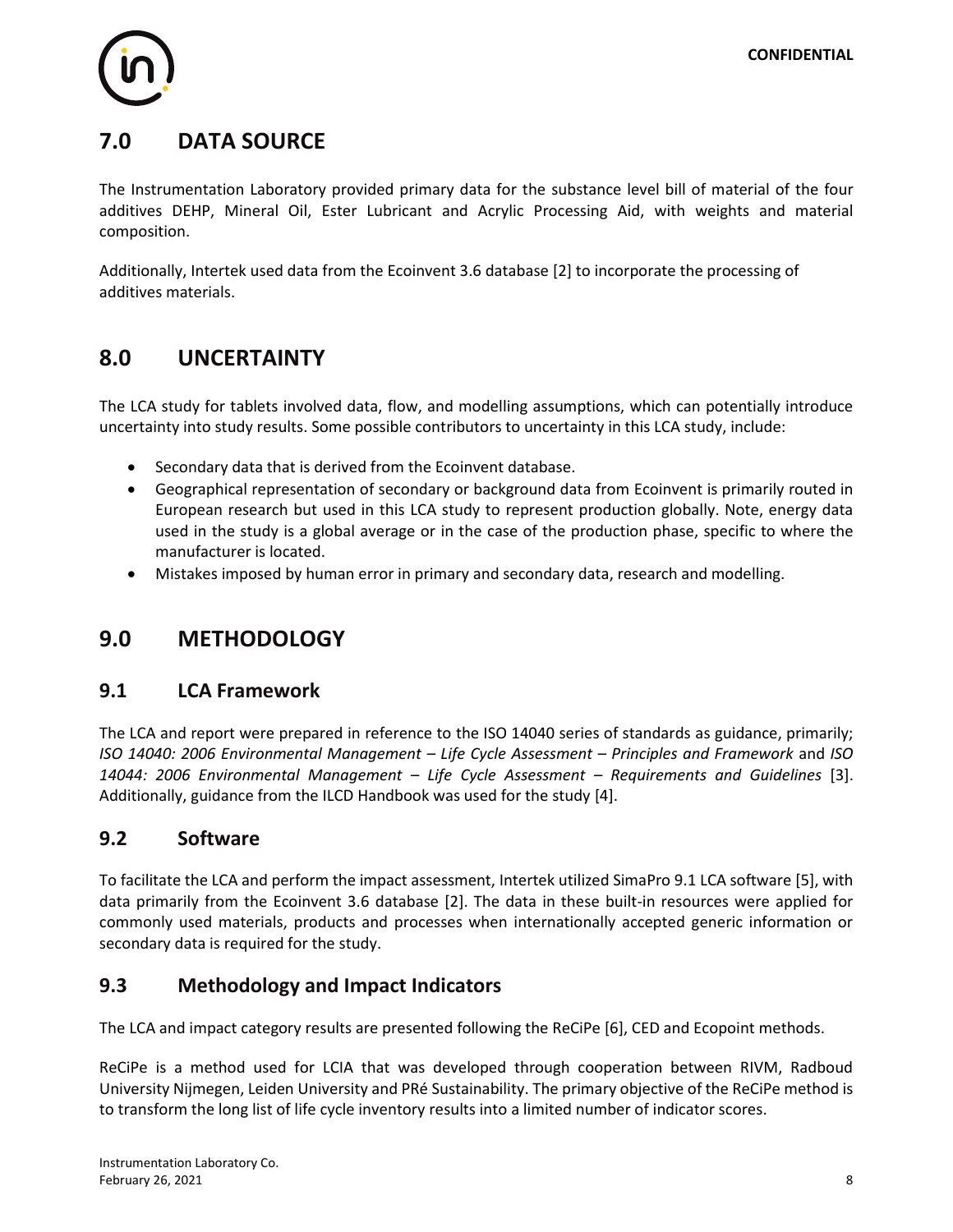## 7.0 DATA SOURCE

The Instrumentation Laboratory provided primary data for the substance level bill of material of the four additives DEHP, Mineral Oil, Ester Lubricant and Acrylic Processing Aid, with weights and material composition.

Additionally, Intertek used data from the Ecoinvent 3.6 database [2] to incorporate the processing of additives materials.

## 8.0 UNCERTAINTY

The LCA study for tablets involved data, flow, and modelling assumptions, which can potentially introduce uncertainty into study results. Some possible contributors to uncertainty in this LCA study, include:

- Secondary data that is derived from the Ecoinvent database.
- Geographical representation of secondary or background data from Ecoinvent is primarily routed in European research but used in this LCA study to represent production globally. Note, energy data used in the study is a global average or in the case of the production phase, specific to where the manufacturer is located.
- Mistakes imposed by human error in primary and secondary data, research and modelling.

## 9.0 METHODOLOGY

### 9.1 LCA Framework

The LCA and report were prepared in reference to the ISO 14040 series of standards as guidance, primarily; *ISO 14040: 2006 Environmental Management – Life Cycle Assessment – Principles and Framework* and *ISO 14044: 2006 Environmental Management – Life Cycle Assessment – Requirements and Guidelines* [3]. Additionally, guidance from the ILCD Handbook was used for the study [4].

### 9.2 Software

To facilitate the LCA and perform the impact assessment, Intertek utilized SimaPro 9.1 LCA software [5], with data primarily from the Ecoinvent 3.6 database [2]. The data in these built-in resources were applied for commonly used materials, products and processes when internationally accepted generic information or secondary data is required for the study.

### 9.3 Methodology and Impact Indicators

The LCA and impact category results are presented following the ReCiPe [6], CED and Ecopoint methods.

ReCiPe is a method used for LCIA that was developed through cooperation between RIVM, Radboud University Nijmegen, Leiden University and PRé Sustainability. The primary objective of the ReCiPe method is to transform the long list of life cycle inventory results into a limited number of indicator scores.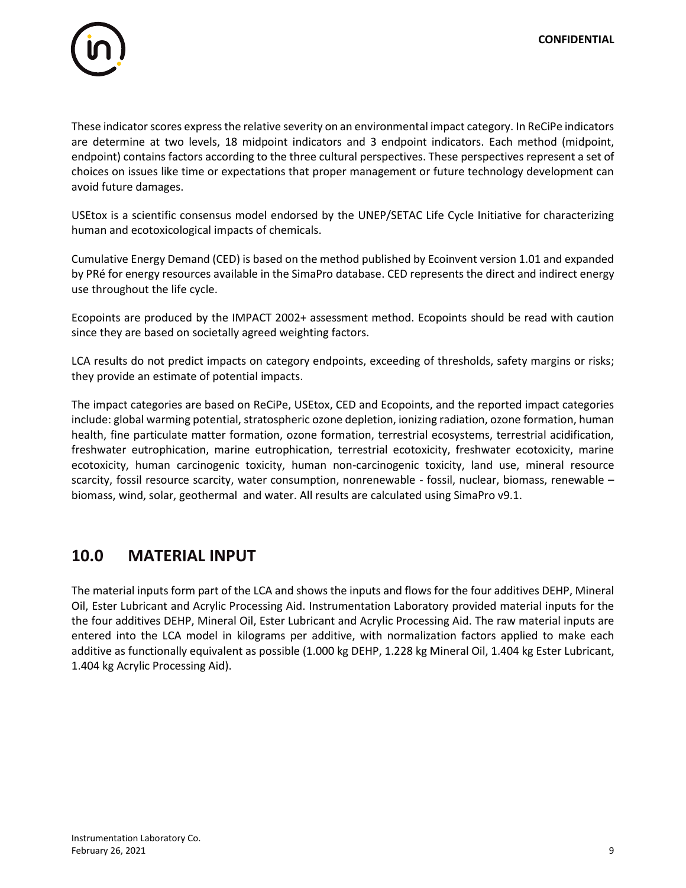These indicator scores express the relative severity on an environmental impact category. In ReCiPe indicators are determine at two levels, 18 midpoint indicators and 3 endpoint indicators. Each method (midpoint, endpoint) contains factors according to the three cultural perspectives. These perspectives represent a set of choices on issues like time or expectations that proper management or future technology development can avoid future damages.

USEtox is a scientific consensus model endorsed by the UNEP/SETAC Life Cycle Initiative for characterizing human and ecotoxicological impacts of chemicals.

Cumulative Energy Demand (CED) is based on the method published by Ecoinvent version 1.01 and expanded by PRé for energy resources available in the SimaPro database. CED represents the direct and indirect energy use throughout the life cycle.

Ecopoints are produced by the IMPACT 2002+ assessment method. Ecopoints should be read with caution since they are based on societally agreed weighting factors.

LCA results do not predict impacts on category endpoints, exceeding of thresholds, safety margins or risks; they provide an estimate of potential impacts.

The impact categories are based on ReCiPe, USEtox, CED and Ecopoints, and the reported impact categories include: global warming potential, stratospheric ozone depletion, ionizing radiation, ozone formation, human health, fine particulate matter formation, ozone formation, terrestrial ecosystems, terrestrial acidification, freshwater eutrophication, marine eutrophication, terrestrial ecotoxicity, freshwater ecotoxicity, marine ecotoxicity, human carcinogenic toxicity, human non-carcinogenic toxicity, land use, mineral resource scarcity, fossil resource scarcity, water consumption, nonrenewable - fossil, nuclear, biomass, renewable – biomass, wind, solar, geothermal and water. All results are calculated using SimaPro v9.1.

## 10.0 MATERIAL INPUT

The material inputs form part of the LCA and shows the inputs and flows for the four additives DEHP, Mineral Oil, Ester Lubricant and Acrylic Processing Aid. Instrumentation Laboratory provided material inputs for the the four additives DEHP, Mineral Oil, Ester Lubricant and Acrylic Processing Aid. The raw material inputs are entered into the LCA model in kilograms per additive, with normalization factors applied to make each additive as functionally equivalent as possible (1.000 kg DEHP, 1.228 kg Mineral Oil, 1.404 kg Ester Lubricant, 1.404 kg Acrylic Processing Aid).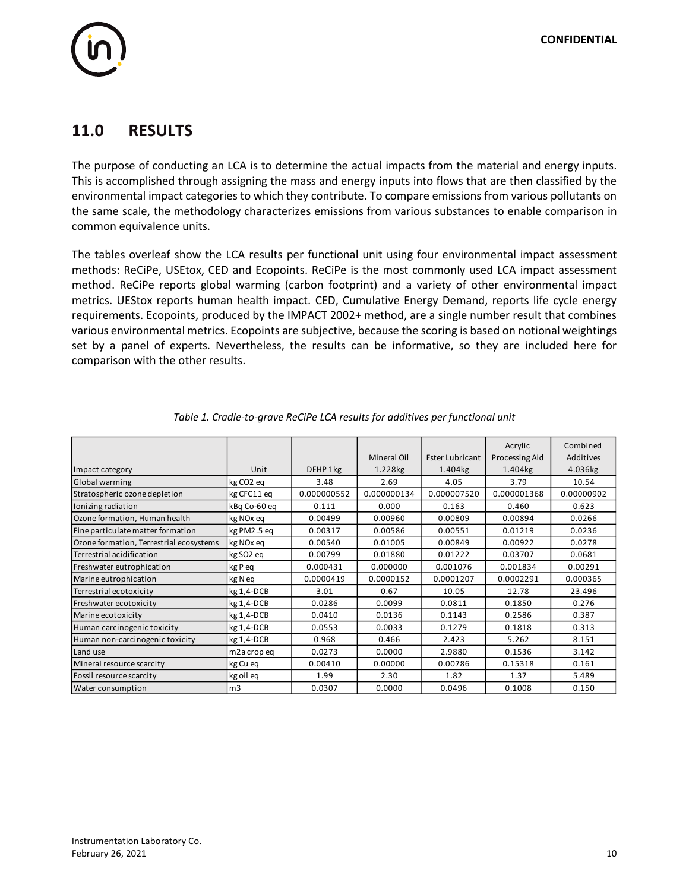## 11.0 RESULTS

The purpose of conducting an LCA is to determine the actual impacts from the material and energy inputs. This is accomplished through assigning the mass and energy inputs into flows that are then classified by the environmental impact categories to which they contribute. To compare emissions from various pollutants on the same scale, the methodology characterizes emissions from various substances to enable comparison in common equivalence units.

The tables overleaf show the LCA results per functional unit using four environmental impact assessment methods: ReCiPe, USEtox, CED and Ecopoints. ReCiPe is the most commonly used LCA impact assessment method. ReCiPe reports global warming (carbon footprint) and a variety of other environmental impact metrics. UEStox reports human health impact. CED, Cumulative Energy Demand, reports life cycle energy requirements. Ecopoints, produced by the IMPACT 2002+ method, are a single number result that combines various environmental metrics. Ecopoints are subjective, because the scoring is based on notional weightings set by a panel of experts. Nevertheless, the results can be informative, so they are included here for comparison with the other results.

*Table 1. Cradle-to-grave ReCiPe LCA results for additives per functional unit*

| Impact category | Unit | DEHP 1kg | Mineral Oil 1.228kg | Ester Lubricant 1.404kg | Acrylic Processing Aid 1.404kg | Combined Additives 4.036kg |
|---|---|---|---|---|---|---|
| Global warming | kg $CO_2$ eq | 3.48 | 2.69 | 4.05 | 3.79 | 10.54 |
| Stratospheric ozone depletion | kg CFC11 eq | 0.000000552 | 0.000000134 | 0.000007520 | 0.000001368 | 0.00000902 |
| Ionizing radiation | kBq Co-60 eq | 0.111 | 0.000 | 0.163 | 0.460 | 0.623 |
| Ozone formation, Human health | kg NOx eq | 0.00499 | 0.00960 | 0.00809 | 0.00894 | 0.0266 |
| Fine particulate matter formation | kg PM2.5 eq | 0.00317 | 0.00586 | 0.00551 | 0.01219 | 0.0236 |
| Ozone formation, Terrestrial ecosystems | kg NOx eq | 0.00540 | 0.01005 | 0.00849 | 0.00922 | 0.0278 |
| Terrestrial acidification | kg $SO_2$ eq | 0.00799 | 0.01880 | 0.01222 | 0.03707 | 0.0681 |
| Freshwater eutrophication | kg P eq | 0.000431 | 0.000000 | 0.001076 | 0.001834 | 0.00291 |
| Marine eutrophication | kg N eq | 0.0000419 | 0.0000152 | 0.0001207 | 0.0002291 | 0.000365 |
| Terrestrial ecotoxicity | kg 1,4-DCB | 3.01 | 0.67 | 10.05 | 12.78 | 23.496 |
| Freshwater ecotoxicity | kg 1,4-DCB | 0.0286 | 0.0099 | 0.0811 | 0.1850 | 0.276 |
| Marine ecotoxicity | kg 1,4-DCB | 0.0410 | 0.0136 | 0.1143 | 0.2586 | 0.387 |
| Human carcinogenic toxicity | kg 1,4-DCB | 0.0553 | 0.0033 | 0.1279 | 0.1818 | 0.313 |
| Human non-carcinogenic toxicity | kg 1,4-DCB | 0.968 | 0.466 | 2.423 | 5.262 | 8.151 |
| Land use | m2a crop eq | 0.0273 | 0.0000 | 2.9880 | 0.1536 | 3.142 |
| Mineral resource scarcity | kg Cu eq | 0.00410 | 0.00000 | 0.00786 | 0.15318 | 0.161 |
| Fossil resource scarcity | kg oil eq | 1.99 | 2.30 | 1.82 | 1.37 | 5.489 |
| Water consumption | m3 | 0.0307 | 0.0000 | 0.0496 | 0.1008 | 0.150 |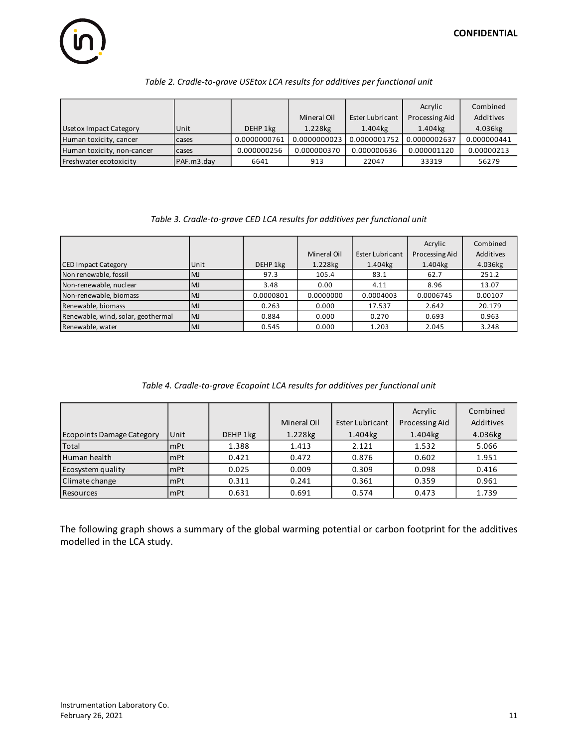*Table 2. Cradle-to-grave USEtox LCA results for additives per functional unit*

| Usetox Impact Category | Unit | DEHP 1kg | Mineral Oil 1.228kg | Ester Lubricant 1.404kg | Acrylic Processing Aid 1.404kg | Combined Additives 4.036kg |
|---|---|---|---|---|---|---|
| Human toxicity, cancer | cases | 0.0000000761 | 0.0000000023 | 0.0000001752 | 0.0000002637 | 0.000000441 |
| Human toxicity, non-cancer | cases | 0.000000256 | 0.000000370 | 0.000000636 | 0.000001120 | 0.00000213 |
| Freshwater ecotoxicity | PAF.m3.day | 6641 | 913 | 22047 | 33319 | 56279 |

*Table 3. Cradle-to-grave CED LCA results for additives per functional unit*

| CED Impact Category | Unit | DEHP 1kg | Mineral Oil 1.228kg | Ester Lubricant 1.404kg | Acrylic Processing Aid 1.404kg | Combined Additives 4.036kg |
|---|---|---|---|---|---|---|
| Non renewable, fossil | MJ | 97.3 | 105.4 | 83.1 | 62.7 | 251.2 |
| Non-renewable, nuclear | MJ | 3.48 | 0.00 | 4.11 | 8.96 | 13.07 |
| Non-renewable, biomass | MJ | 0.0000801 | 0.0000000 | 0.0004003 | 0.0006745 | 0.00107 |
| Renewable, biomass | MJ | 0.263 | 0.000 | 17.537 | 2.642 | 20.179 |
| Renewable, wind, solar, geothermal | MJ | 0.884 | 0.000 | 0.270 | 0.693 | 0.963 |
| Renewable, water | MJ | 0.545 | 0.000 | 1.203 | 2.045 | 3.248 |

*Table 4. Cradle-to-grave Ecopoint LCA results for additives per functional unit*

| Ecopoints Damage Category | Unit | DEHP 1kg | Mineral Oil 1.228kg | Ester Lubricant 1.404kg | Acrylic Processing Aid 1.404kg | Combined Additives 4.036kg |
|---|---|---|---|---|---|---|
| Total | mPt | 1.388 | 1.413 | 2.121 | 1.532 | 5.066 |
| Human health | mPt | 0.421 | 0.472 | 0.876 | 0.602 | 1.951 |
| Ecosystem quality | mPt | 0.025 | 0.009 | 0.309 | 0.098 | 0.416 |
| Climate change | mPt | 0.311 | 0.241 | 0.361 | 0.359 | 0.961 |
| Resources | mPt | 0.631 | 0.691 | 0.574 | 0.473 | 1.739 |

The following graph shows a summary of the global warming potential or carbon footprint for the additives modelled in the LCA study.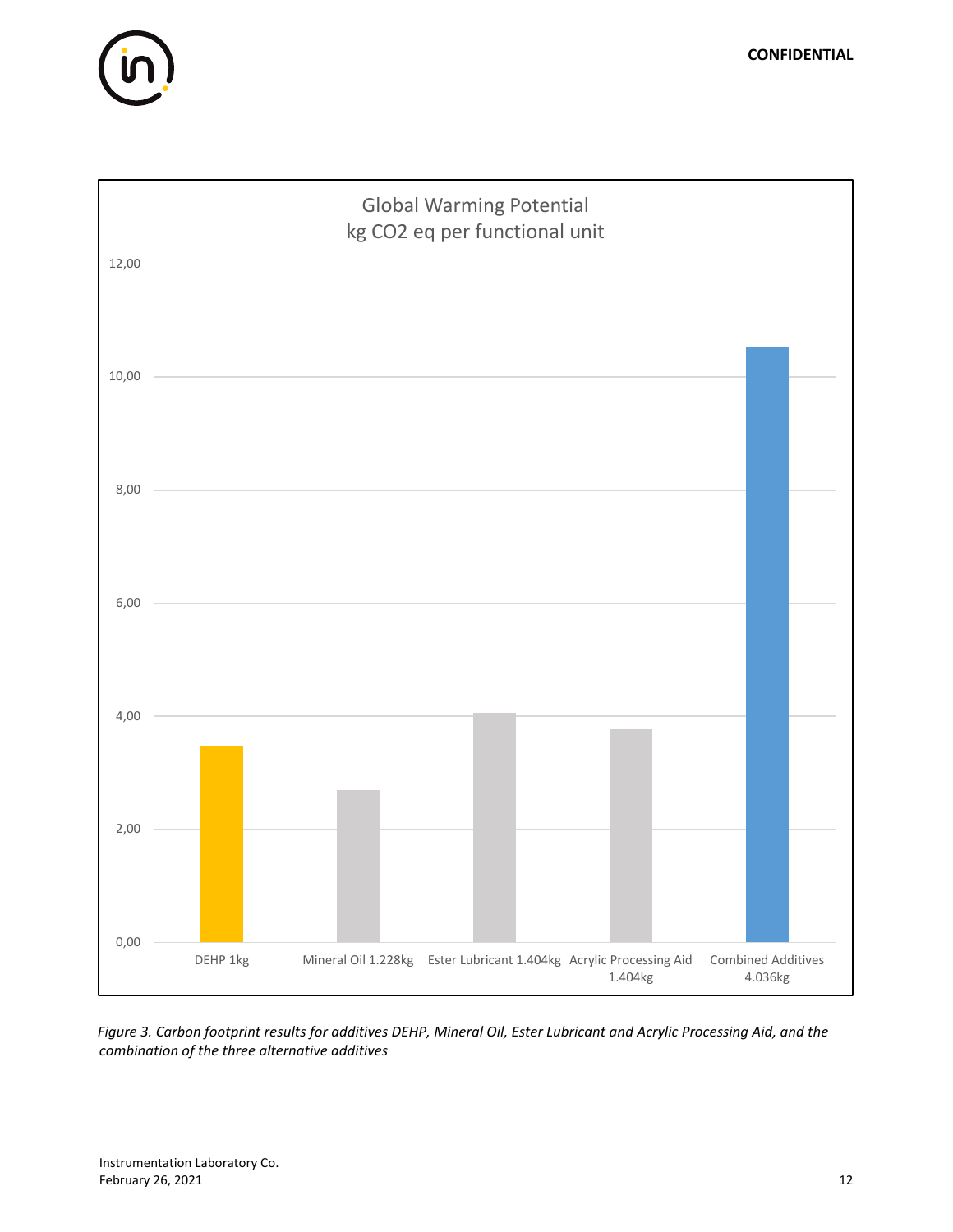Global Warming Potential
kg CO2 eq per functional unit

| | kg CO2 eq per functional unit |
|---|---|
| DEHP 1kg | ~3.5 |
| Mineral Oil 1.228kg | ~2.7 |
| Ester Lubricant 1.404kg | ~4.05 |
| Acrylic Processing Aid 1.404kg | ~3.8 |
| Combined Additives 4.036kg | ~10.55 |

*Figure 3. Carbon footprint results for additives DEHP, Mineral Oil, Ester Lubricant and Acrylic Processing Aid, and the combination of the three alternative additives*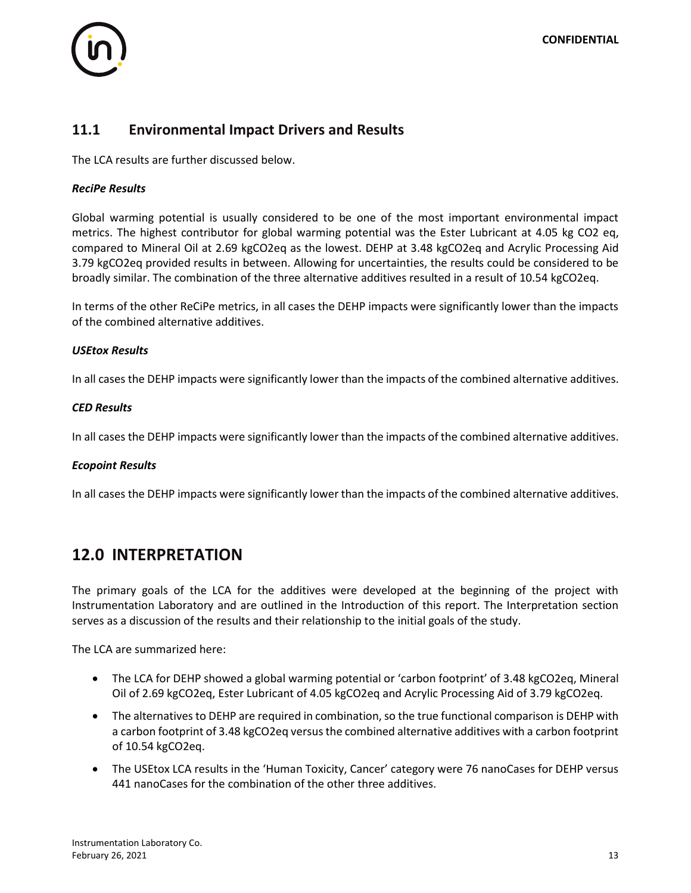## 11.1 Environmental Impact Drivers and Results

The LCA results are further discussed below.

***ReciPe Results***

Global warming potential is usually considered to be one of the most important environmental impact metrics. The highest contributor for global warming potential was the Ester Lubricant at 4.05 kg CO2 eq, compared to Mineral Oil at 2.69 kgCO2eq as the lowest. DEHP at 3.48 kgCO2eq and Acrylic Processing Aid 3.79 kgCO2eq provided results in between. Allowing for uncertainties, the results could be considered to be broadly similar. The combination of the three alternative additives resulted in a result of 10.54 kgCO2eq.

In terms of the other ReCiPe metrics, in all cases the DEHP impacts were significantly lower than the impacts of the combined alternative additives.

***USEtox Results***

In all cases the DEHP impacts were significantly lower than the impacts of the combined alternative additives.

***CED Results***

In all cases the DEHP impacts were significantly lower than the impacts of the combined alternative additives.

***Ecopoint Results***

In all cases the DEHP impacts were significantly lower than the impacts of the combined alternative additives.

# 12.0 INTERPRETATION

The primary goals of the LCA for the additives were developed at the beginning of the project with Instrumentation Laboratory and are outlined in the Introduction of this report. The Interpretation section serves as a discussion of the results and their relationship to the initial goals of the study.

The LCA are summarized here:

- The LCA for DEHP showed a global warming potential or 'carbon footprint' of 3.48 kgCO2eq, Mineral Oil of 2.69 kgCO2eq, Ester Lubricant of 4.05 kgCO2eq and Acrylic Processing Aid of 3.79 kgCO2eq.
- The alternatives to DEHP are required in combination, so the true functional comparison is DEHP with a carbon footprint of 3.48 kgCO2eq versus the combined alternative additives with a carbon footprint of 10.54 kgCO2eq.
- The USEtox LCA results in the 'Human Toxicity, Cancer' category were 76 nanoCases for DEHP versus 441 nanoCases for the combination of the other three additives.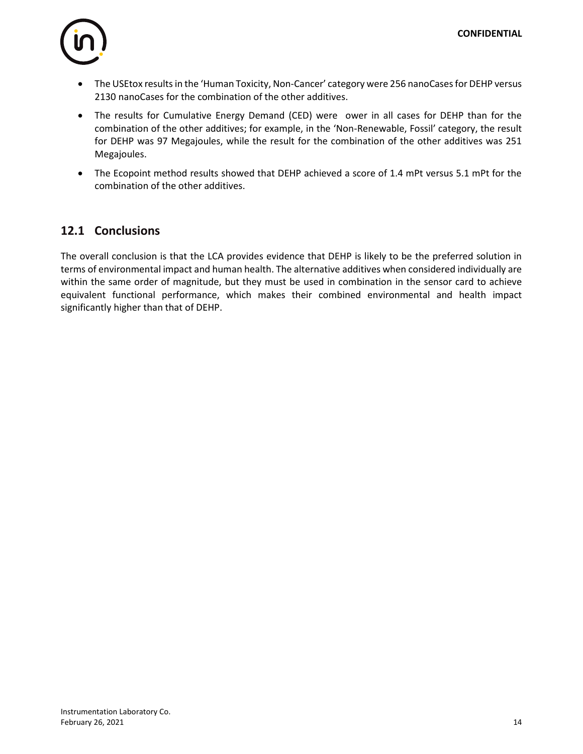- The USEtox results in the 'Human Toxicity, Non-Cancer' category were 256 nanoCases for DEHP versus 2130 nanoCases for the combination of the other additives.
- The results for Cumulative Energy Demand (CED) were  ower in all cases for DEHP than for the combination of the other additives; for example, in the 'Non-Renewable, Fossil' category, the result for DEHP was 97 Megajoules, while the result for the combination of the other additives was 251 Megajoules.
- The Ecopoint method results showed that DEHP achieved a score of 1.4 mPt versus 5.1 mPt for the combination of the other additives.

## 12.1 Conclusions

The overall conclusion is that the LCA provides evidence that DEHP is likely to be the preferred solution in terms of environmental impact and human health. The alternative additives when considered individually are within the same order of magnitude, but they must be used in combination in the sensor card to achieve equivalent functional performance, which makes their combined environmental and health impact significantly higher than that of DEHP.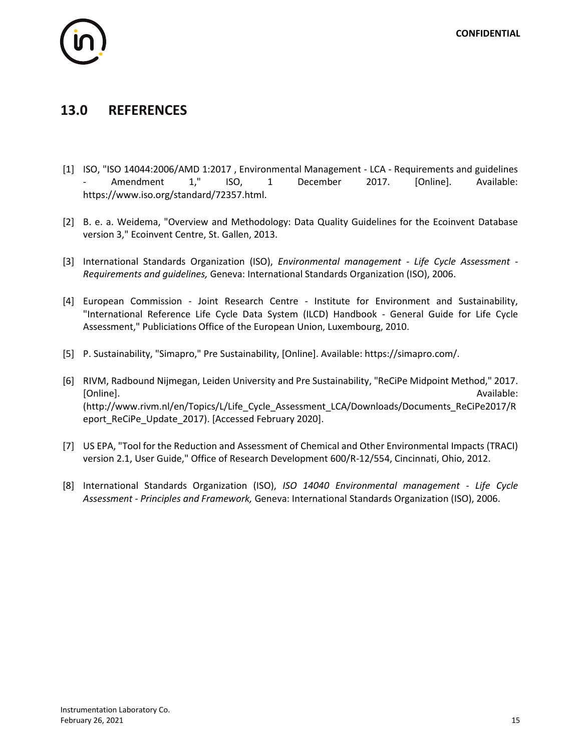## 13.0 REFERENCES

[1] ISO, "ISO 14044:2006/AMD 1:2017 , Environmental Management - LCA - Requirements and guidelines - Amendment 1," ISO, 1 December 2017. [Online]. Available: https://www.iso.org/standard/72357.html.

[2] B. e. a. Weidema, "Overview and Methodology: Data Quality Guidelines for the Ecoinvent Database version 3," Ecoinvent Centre, St. Gallen, 2013.

[3] International Standards Organization (ISO), *Environmental management - Life Cycle Assessment - Requirements and guidelines,* Geneva: International Standards Organization (ISO), 2006.

[4] European Commission - Joint Research Centre - Institute for Environment and Sustainability, "International Reference Life Cycle Data System (ILCD) Handbook - General Guide for Life Cycle Assessment," Publiciations Office of the European Union, Luxembourg, 2010.

[5] P. Sustainability, "Simapro," Pre Sustainability, [Online]. Available: https://simapro.com/.

[6] RIVM, Radbound Nijmegan, Leiden University and Pre Sustainability, "ReCiPe Midpoint Method," 2017. [Online]. Available: (http://www.rivm.nl/en/Topics/L/Life_Cycle_Assessment_LCA/Downloads/Documents_ReCiPe2017/Report_ReCiPe_Update_2017). [Accessed February 2020].

[7] US EPA, "Tool for the Reduction and Assessment of Chemical and Other Environmental Impacts (TRACI) version 2.1, User Guide," Office of Research Development 600/R-12/554, Cincinnati, Ohio, 2012.

[8] International Standards Organization (ISO), *ISO 14040 Environmental management - Life Cycle Assessment - Principles and Framework,* Geneva: International Standards Organization (ISO), 2006.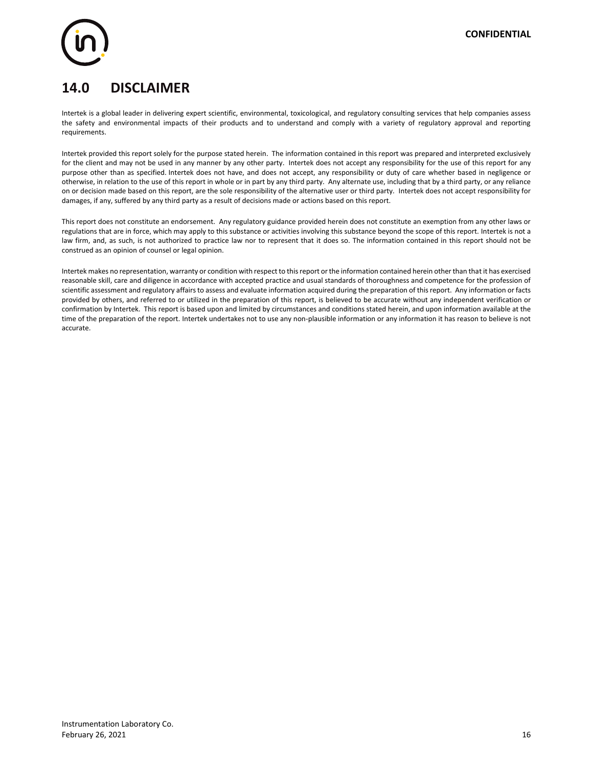# 14.0 DISCLAIMER

Intertek is a global leader in delivering expert scientific, environmental, toxicological, and regulatory consulting services that help companies assess the safety and environmental impacts of their products and to understand and comply with a variety of regulatory approval and reporting requirements.

Intertek provided this report solely for the purpose stated herein. The information contained in this report was prepared and interpreted exclusively for the client and may not be used in any manner by any other party. Intertek does not accept any responsibility for the use of this report for any purpose other than as specified. Intertek does not have, and does not accept, any responsibility or duty of care whether based in negligence or otherwise, in relation to the use of this report in whole or in part by any third party. Any alternate use, including that by a third party, or any reliance on or decision made based on this report, are the sole responsibility of the alternative user or third party. Intertek does not accept responsibility for damages, if any, suffered by any third party as a result of decisions made or actions based on this report.

This report does not constitute an endorsement. Any regulatory guidance provided herein does not constitute an exemption from any other laws or regulations that are in force, which may apply to this substance or activities involving this substance beyond the scope of this report. Intertek is not a law firm, and, as such, is not authorized to practice law nor to represent that it does so. The information contained in this report should not be construed as an opinion of counsel or legal opinion.

Intertek makes no representation, warranty or condition with respect to this report or the information contained herein other than that it has exercised reasonable skill, care and diligence in accordance with accepted practice and usual standards of thoroughness and competence for the profession of scientific assessment and regulatory affairs to assess and evaluate information acquired during the preparation of this report. Any information or facts provided by others, and referred to or utilized in the preparation of this report, is believed to be accurate without any independent verification or confirmation by Intertek. This report is based upon and limited by circumstances and conditions stated herein, and upon information available at the time of the preparation of the report. Intertek undertakes not to use any non-plausible information or any information it has reason to believe is not accurate.